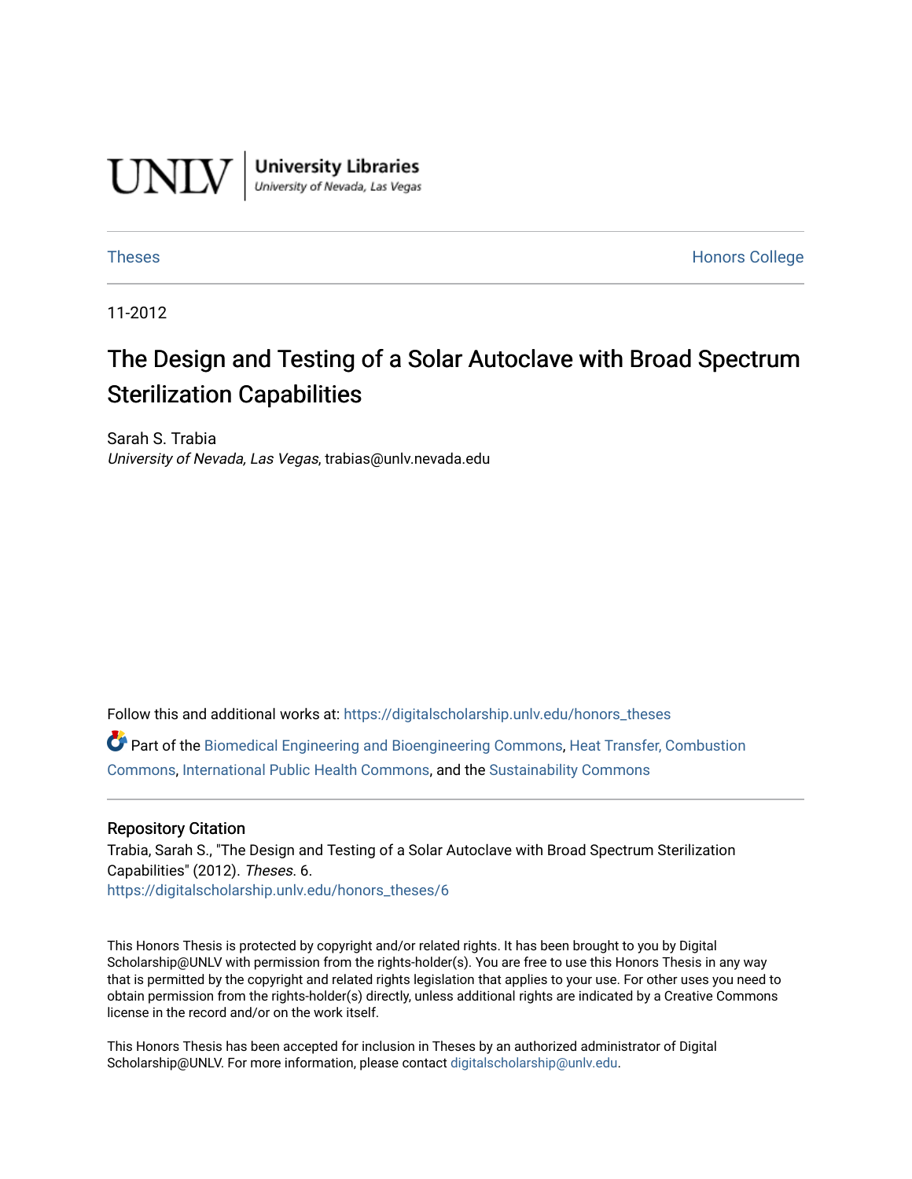UNLV | University Libraries
University of Nevada, Las Vegas

Theses | Honors College

11-2012

# The Design and Testing of a Solar Autoclave with Broad Spectrum Sterilization Capabilities

Sarah S. Trabia
*University of Nevada, Las Vegas*, trabias@unlv.nevada.edu

Follow this and additional works at: https://digitalscholarship.unlv.edu/honors_theses

Part of the Biomedical Engineering and Bioengineering Commons, Heat Transfer, Combustion Commons, International Public Health Commons, and the Sustainability Commons

## Repository Citation

Trabia, Sarah S., "The Design and Testing of a Solar Autoclave with Broad Spectrum Sterilization Capabilities" (2012). *Theses*. 6.
https://digitalscholarship.unlv.edu/honors_theses/6

This Honors Thesis is protected by copyright and/or related rights. It has been brought to you by Digital Scholarship@UNLV with permission from the rights-holder(s). You are free to use this Honors Thesis in any way that is permitted by the copyright and related rights legislation that applies to your use. For other uses you need to obtain permission from the rights-holder(s) directly, unless additional rights are indicated by a Creative Commons license in the record and/or on the work itself.

This Honors Thesis has been accepted for inclusion in Theses by an authorized administrator of Digital Scholarship@UNLV. For more information, please contact digitalscholarship@unlv.edu.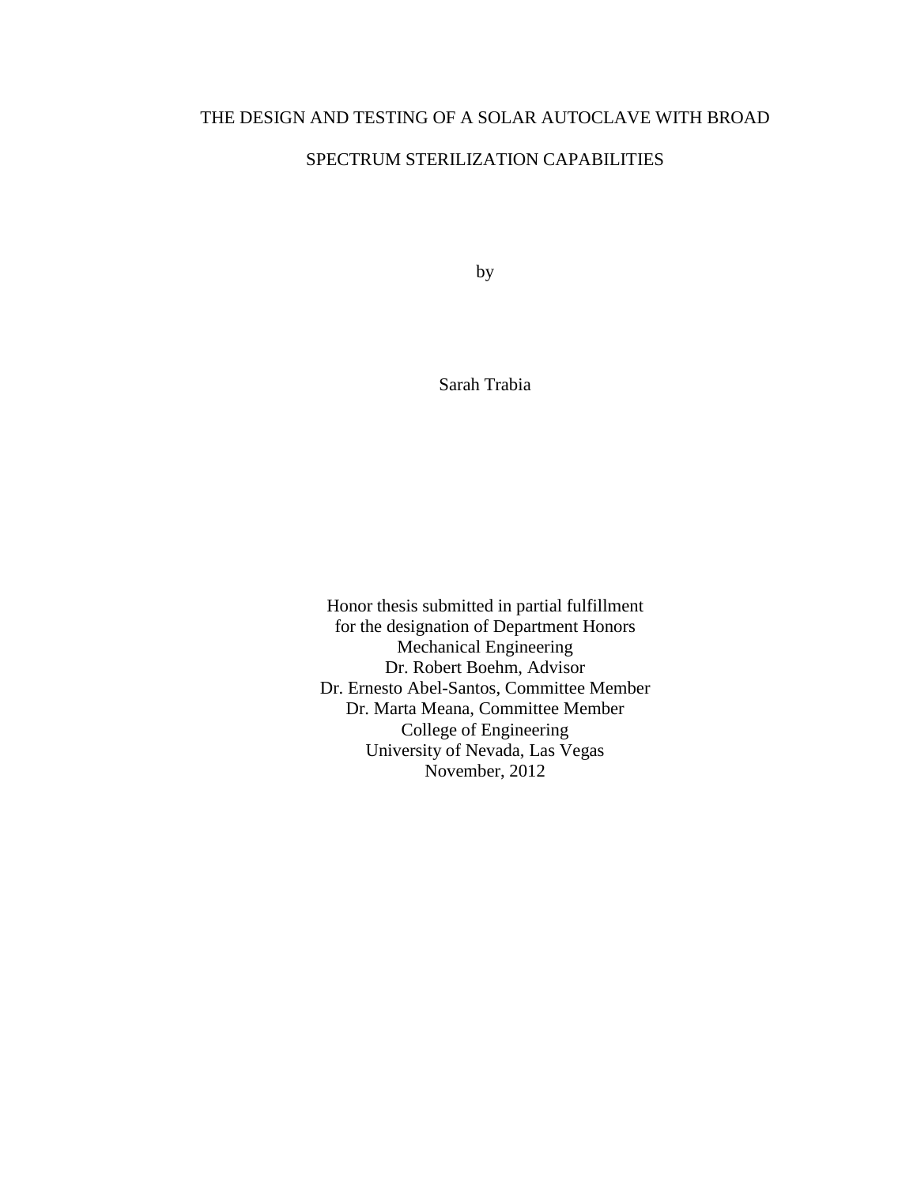# THE DESIGN AND TESTING OF A SOLAR AUTOCLAVE WITH BROAD SPECTRUM STERILIZATION CAPABILITIES

by

Sarah Trabia

Honor thesis submitted in partial fulfillment
for the designation of Department Honors
Mechanical Engineering
Dr. Robert Boehm, Advisor
Dr. Ernesto Abel-Santos, Committee Member
Dr. Marta Meana, Committee Member
College of Engineering
University of Nevada, Las Vegas
November, 2012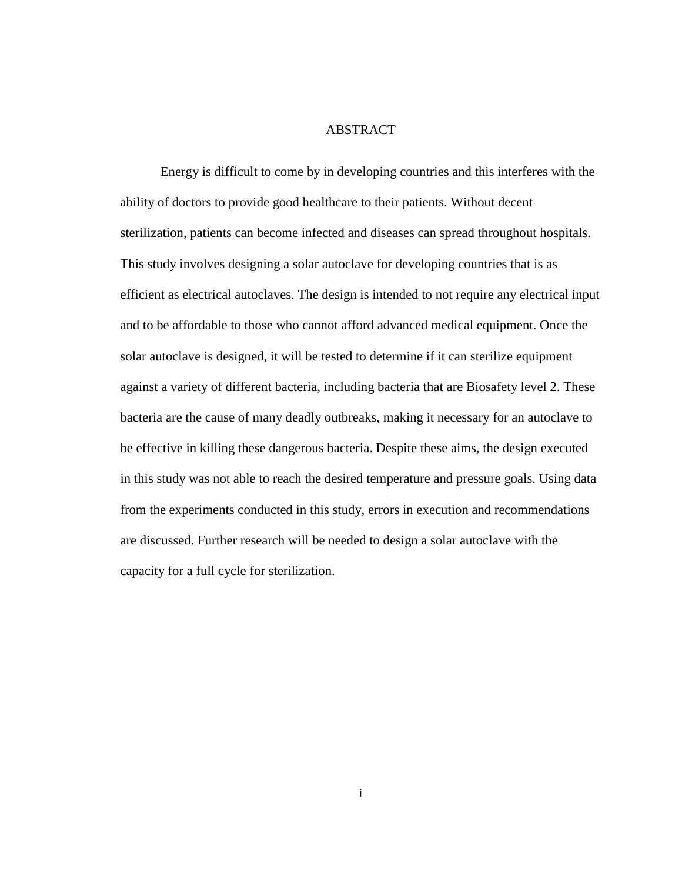# ABSTRACT

Energy is difficult to come by in developing countries and this interferes with the ability of doctors to provide good healthcare to their patients. Without decent sterilization, patients can become infected and diseases can spread throughout hospitals. This study involves designing a solar autoclave for developing countries that is as efficient as electrical autoclaves. The design is intended to not require any electrical input and to be affordable to those who cannot afford advanced medical equipment. Once the solar autoclave is designed, it will be tested to determine if it can sterilize equipment against a variety of different bacteria, including bacteria that are Biosafety level 2. These bacteria are the cause of many deadly outbreaks, making it necessary for an autoclave to be effective in killing these dangerous bacteria. Despite these aims, the design executed in this study was not able to reach the desired temperature and pressure goals. Using data from the experiments conducted in this study, errors in execution and recommendations are discussed. Further research will be needed to design a solar autoclave with the capacity for a full cycle for sterilization.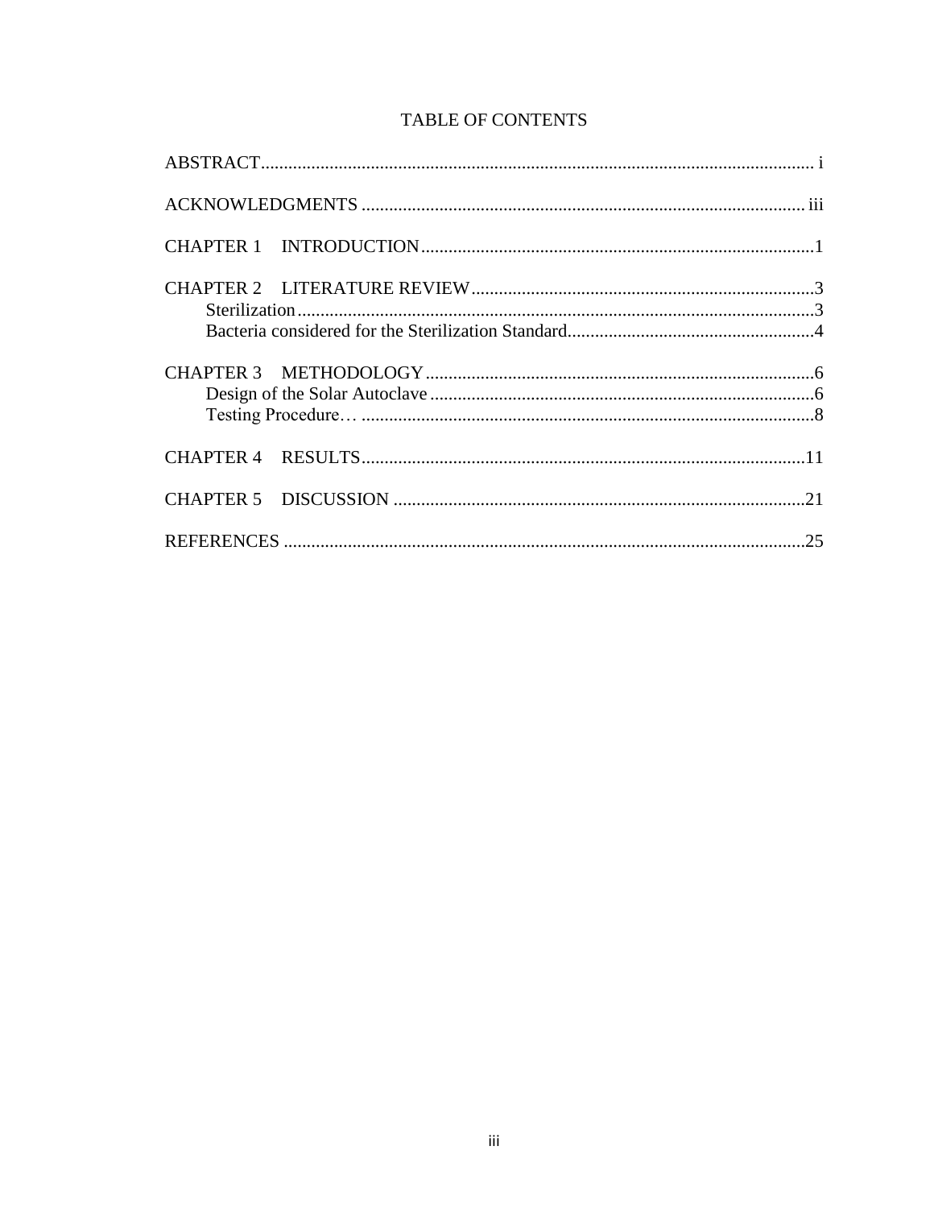# TABLE OF CONTENTS

ABSTRACT........................................................................................................................ i

ACKNOWLEDGMENTS ................................................................................................ iii

CHAPTER 1 INTRODUCTION......................................................................................1

CHAPTER 2 LITERATURE REVIEW...........................................................................3
- Sterilization.................................................................................................................3
- Bacteria considered for the Sterilization Standard......................................................4

CHAPTER 3 METHODOLOGY.....................................................................................6
- Design of the Solar Autoclave ....................................................................................6
- Testing Procedure… ...................................................................................................8

CHAPTER 4 RESULTS.................................................................................................11

CHAPTER 5 DISCUSSION ..........................................................................................21

REFERENCES ..................................................................................................................25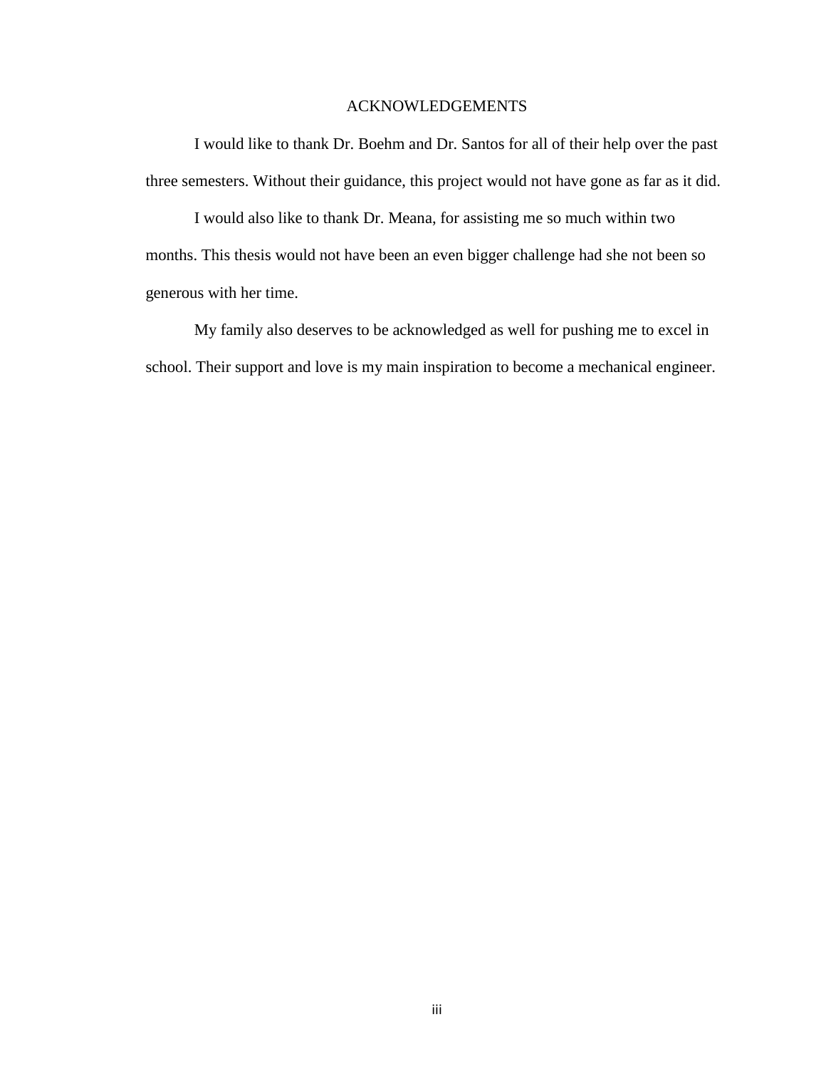# ACKNOWLEDGEMENTS

I would like to thank Dr. Boehm and Dr. Santos for all of their help over the past three semesters. Without their guidance, this project would not have gone as far as it did.

I would also like to thank Dr. Meana, for assisting me so much within two months. This thesis would not have been an even bigger challenge had she not been so generous with her time.

My family also deserves to be acknowledged as well for pushing me to excel in school. Their support and love is my main inspiration to become a mechanical engineer.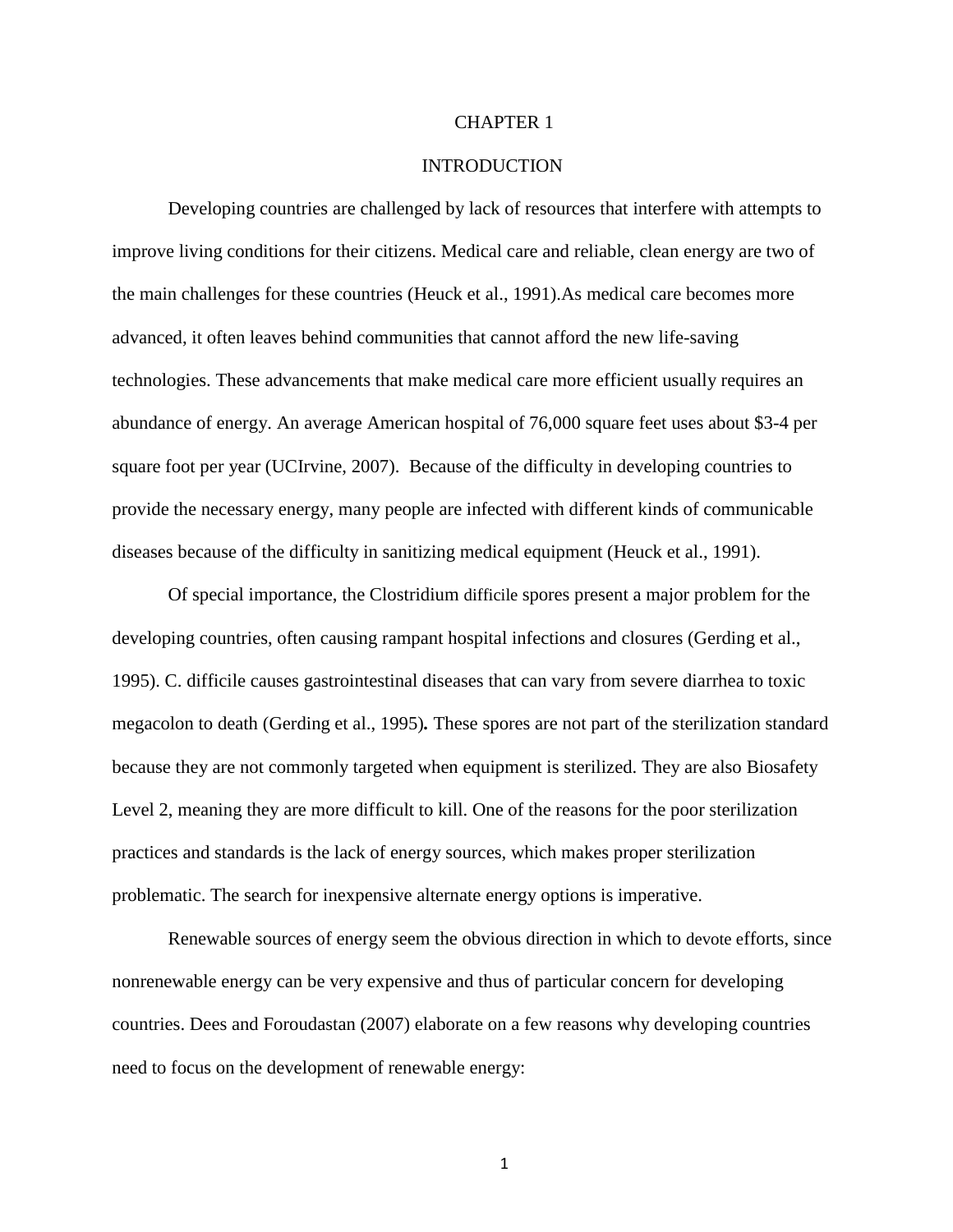# CHAPTER 1

## INTRODUCTION

Developing countries are challenged by lack of resources that interfere with attempts to improve living conditions for their citizens. Medical care and reliable, clean energy are two of the main challenges for these countries (Heuck et al., 1991).As medical care becomes more advanced, it often leaves behind communities that cannot afford the new life-saving technologies. These advancements that make medical care more efficient usually requires an abundance of energy. An average American hospital of 76,000 square feet uses about $3-4 per square foot per year (UCIrvine, 2007).  Because of the difficulty in developing countries to provide the necessary energy, many people are infected with different kinds of communicable diseases because of the difficulty in sanitizing medical equipment (Heuck et al., 1991).

Of special importance, the Clostridium difficile spores present a major problem for the developing countries, often causing rampant hospital infections and closures (Gerding et al., 1995). C. difficile causes gastrointestinal diseases that can vary from severe diarrhea to toxic megacolon to death (Gerding et al., 1995)**.** These spores are not part of the sterilization standard because they are not commonly targeted when equipment is sterilized. They are also Biosafety Level 2, meaning they are more difficult to kill. One of the reasons for the poor sterilization practices and standards is the lack of energy sources, which makes proper sterilization problematic. The search for inexpensive alternate energy options is imperative.

Renewable sources of energy seem the obvious direction in which to devote efforts, since nonrenewable energy can be very expensive and thus of particular concern for developing countries. Dees and Foroudastan (2007) elaborate on a few reasons why developing countries need to focus on the development of renewable energy: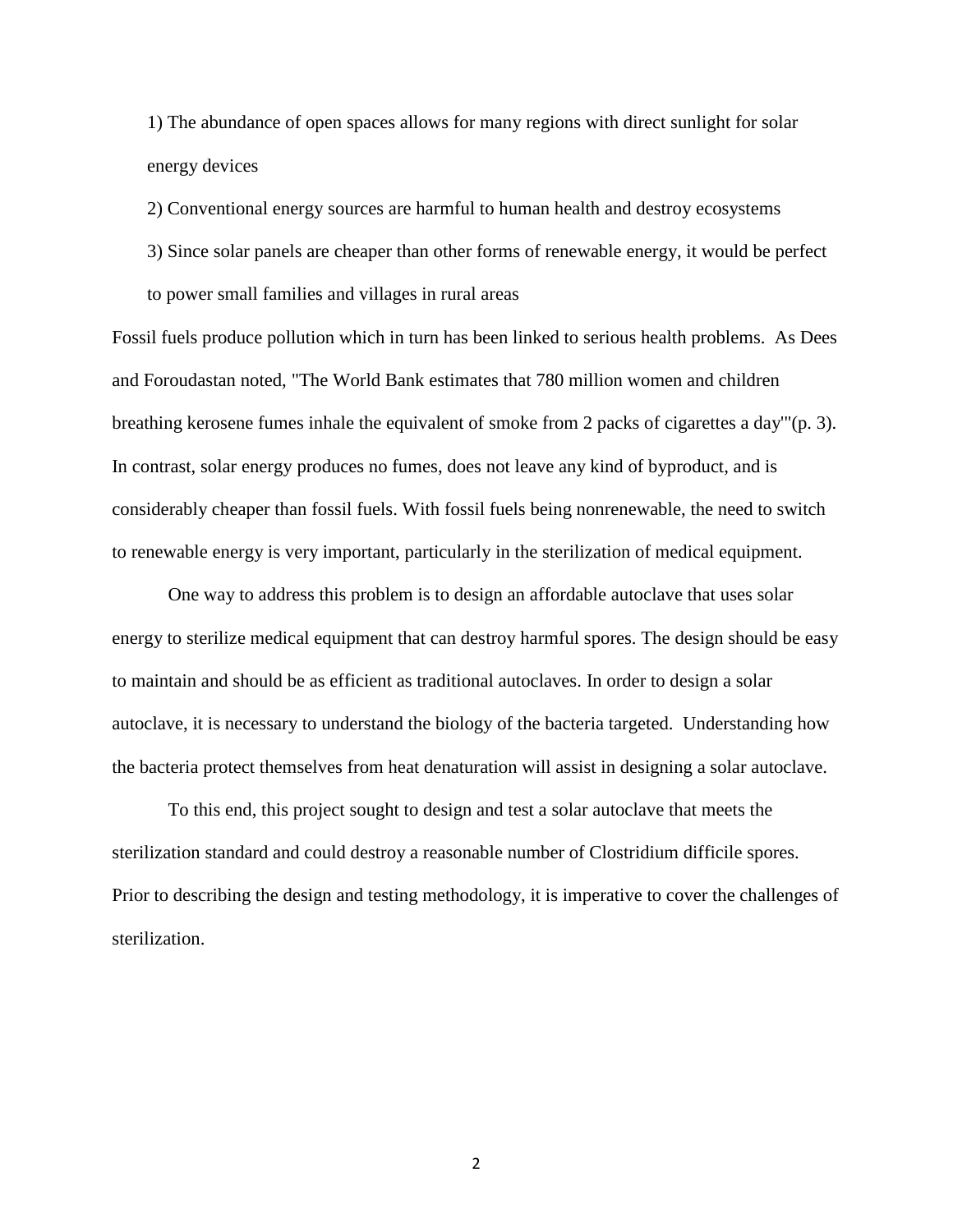1) The abundance of open spaces allows for many regions with direct sunlight for solar energy devices

2) Conventional energy sources are harmful to human health and destroy ecosystems

3) Since solar panels are cheaper than other forms of renewable energy, it would be perfect to power small families and villages in rural areas

Fossil fuels produce pollution which in turn has been linked to serious health problems. As Dees and Foroudastan noted, "The World Bank estimates that 780 million women and children breathing kerosene fumes inhale the equivalent of smoke from 2 packs of cigarettes a day'"(p. 3). In contrast, solar energy produces no fumes, does not leave any kind of byproduct, and is considerably cheaper than fossil fuels. With fossil fuels being nonrenewable, the need to switch to renewable energy is very important, particularly in the sterilization of medical equipment.

One way to address this problem is to design an affordable autoclave that uses solar energy to sterilize medical equipment that can destroy harmful spores. The design should be easy to maintain and should be as efficient as traditional autoclaves. In order to design a solar autoclave, it is necessary to understand the biology of the bacteria targeted. Understanding how the bacteria protect themselves from heat denaturation will assist in designing a solar autoclave.

To this end, this project sought to design and test a solar autoclave that meets the sterilization standard and could destroy a reasonable number of Clostridium difficile spores. Prior to describing the design and testing methodology, it is imperative to cover the challenges of sterilization.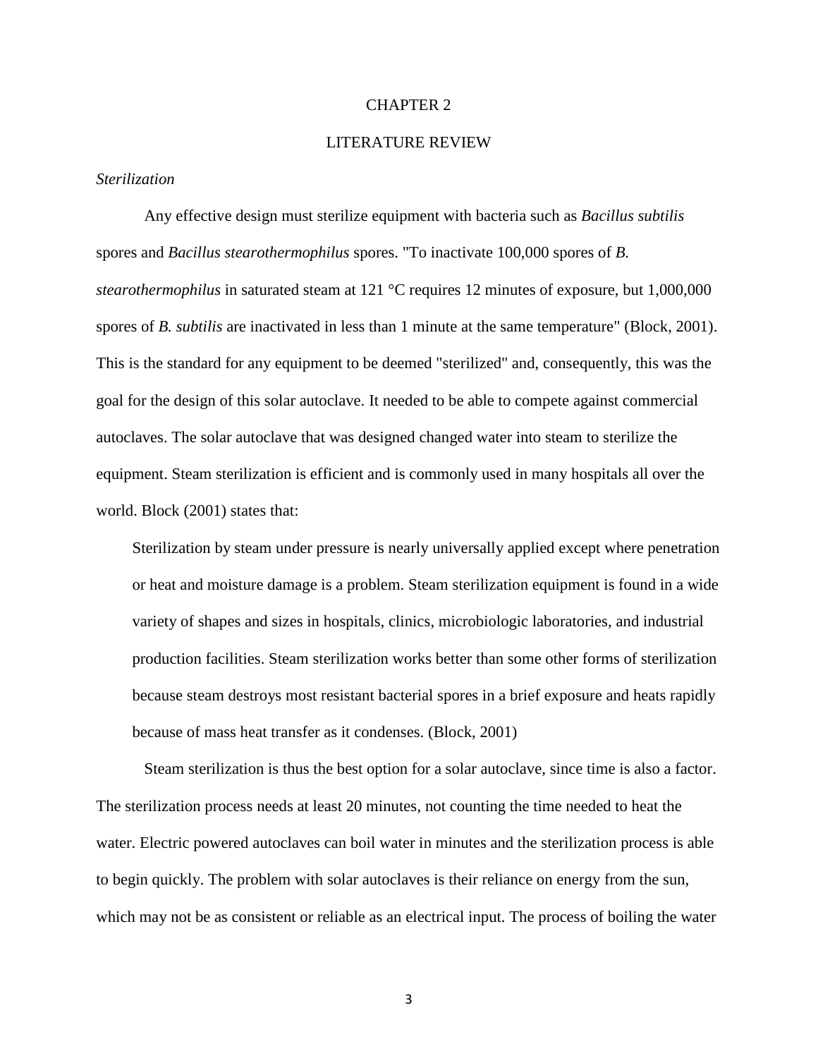# CHAPTER 2

# LITERATURE REVIEW

### *Sterilization*

Any effective design must sterilize equipment with bacteria such as *Bacillus subtilis* spores and *Bacillus stearothermophilus* spores. "To inactivate 100,000 spores of *B. stearothermophilus* in saturated steam at 121 °C requires 12 minutes of exposure, but 1,000,000 spores of *B. subtilis* are inactivated in less than 1 minute at the same temperature" (Block, 2001). This is the standard for any equipment to be deemed "sterilized" and, consequently, this was the goal for the design of this solar autoclave. It needed to be able to compete against commercial autoclaves. The solar autoclave that was designed changed water into steam to sterilize the equipment. Steam sterilization is efficient and is commonly used in many hospitals all over the world. Block (2001) states that:

> Sterilization by steam under pressure is nearly universally applied except where penetration or heat and moisture damage is a problem. Steam sterilization equipment is found in a wide variety of shapes and sizes in hospitals, clinics, microbiologic laboratories, and industrial production facilities. Steam sterilization works better than some other forms of sterilization because steam destroys most resistant bacterial spores in a brief exposure and heats rapidly because of mass heat transfer as it condenses. (Block, 2001)

Steam sterilization is thus the best option for a solar autoclave, since time is also a factor. The sterilization process needs at least 20 minutes, not counting the time needed to heat the water. Electric powered autoclaves can boil water in minutes and the sterilization process is able to begin quickly. The problem with solar autoclaves is their reliance on energy from the sun, which may not be as consistent or reliable as an electrical input. The process of boiling the water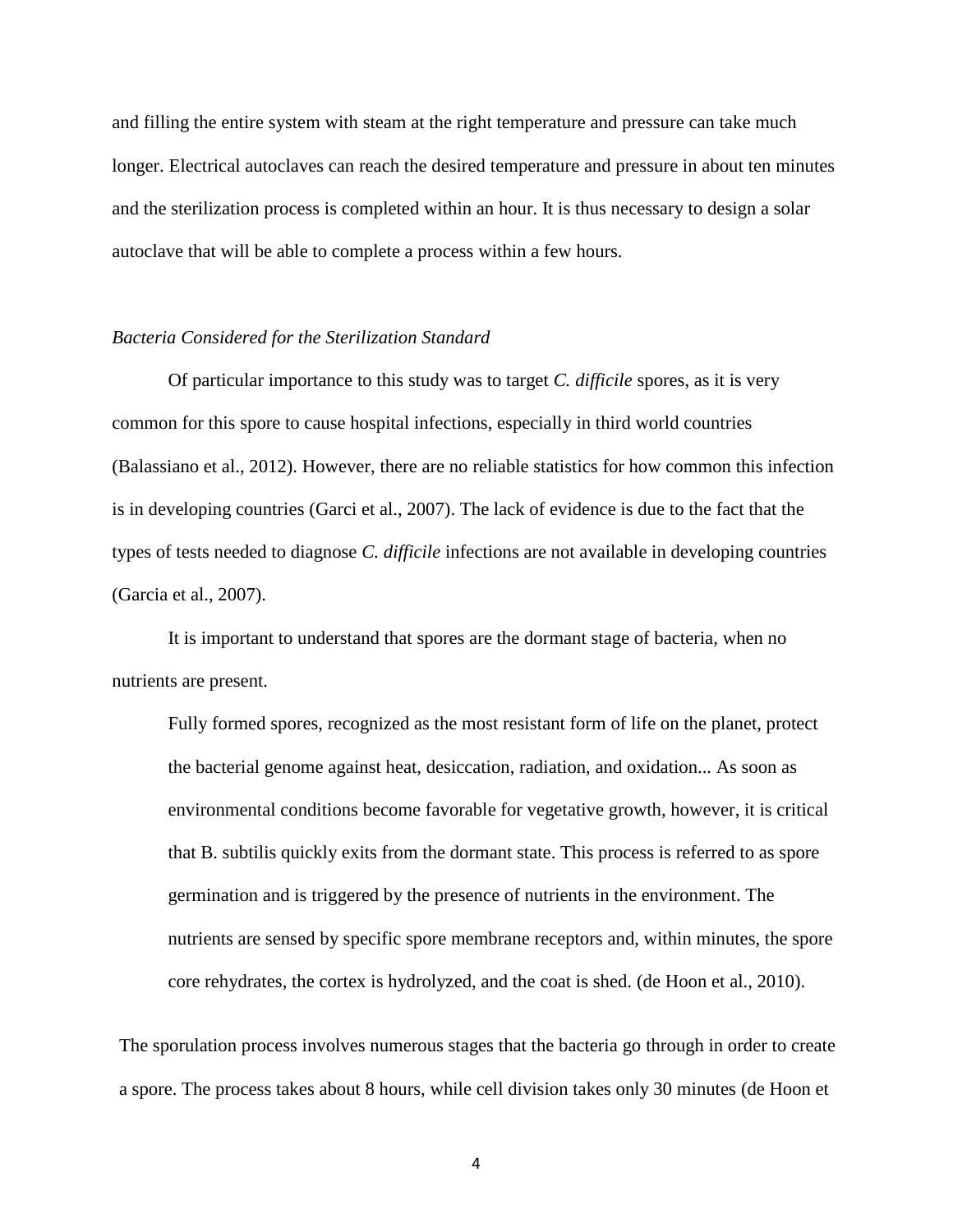and filling the entire system with steam at the right temperature and pressure can take much longer. Electrical autoclaves can reach the desired temperature and pressure in about ten minutes and the sterilization process is completed within an hour. It is thus necessary to design a solar autoclave that will be able to complete a process within a few hours.

*Bacteria Considered for the Sterilization Standard*

Of particular importance to this study was to target *C. difficile* spores, as it is very common for this spore to cause hospital infections, especially in third world countries (Balassiano et al., 2012). However, there are no reliable statistics for how common this infection is in developing countries (Garci et al., 2007). The lack of evidence is due to the fact that the types of tests needed to diagnose *C. difficile* infections are not available in developing countries (Garcia et al., 2007).

It is important to understand that spores are the dormant stage of bacteria, when no nutrients are present.

> Fully formed spores, recognized as the most resistant form of life on the planet, protect the bacterial genome against heat, desiccation, radiation, and oxidation... As soon as environmental conditions become favorable for vegetative growth, however, it is critical that B. subtilis quickly exits from the dormant state. This process is referred to as spore germination and is triggered by the presence of nutrients in the environment. The nutrients are sensed by specific spore membrane receptors and, within minutes, the spore core rehydrates, the cortex is hydrolyzed, and the coat is shed. (de Hoon et al., 2010).

The sporulation process involves numerous stages that the bacteria go through in order to create a spore. The process takes about 8 hours, while cell division takes only 30 minutes (de Hoon et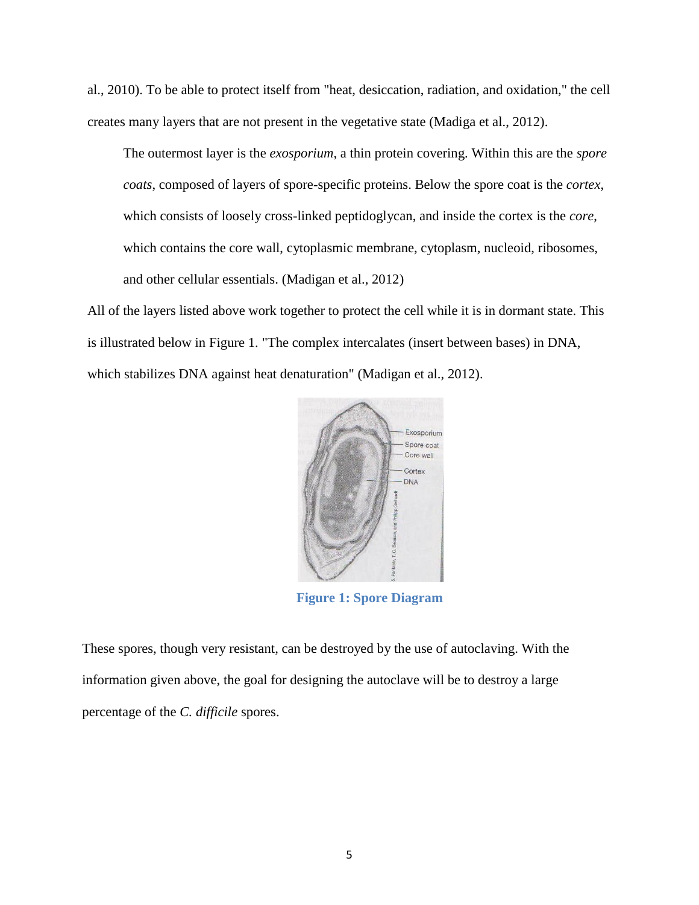al., 2010). To be able to protect itself from "heat, desiccation, radiation, and oxidation," the cell creates many layers that are not present in the vegetative state (Madiga et al., 2012).

> The outermost layer is the *exosporium*, a thin protein covering. Within this are the *spore coats*, composed of layers of spore-specific proteins. Below the spore coat is the *cortex*, which consists of loosely cross-linked peptidoglycan, and inside the cortex is the *core*, which contains the core wall, cytoplasmic membrane, cytoplasm, nucleoid, ribosomes, and other cellular essentials. (Madigan et al., 2012)

All of the layers listed above work together to protect the cell while it is in dormant state. This is illustrated below in Figure 1. "The complex intercalates (insert between bases) in DNA, which stabilizes DNA against heat denaturation" (Madigan et al., 2012).

**Figure 1: Spore Diagram**

These spores, though very resistant, can be destroyed by the use of autoclaving. With the information given above, the goal for designing the autoclave will be to destroy a large percentage of the *C. difficile* spores.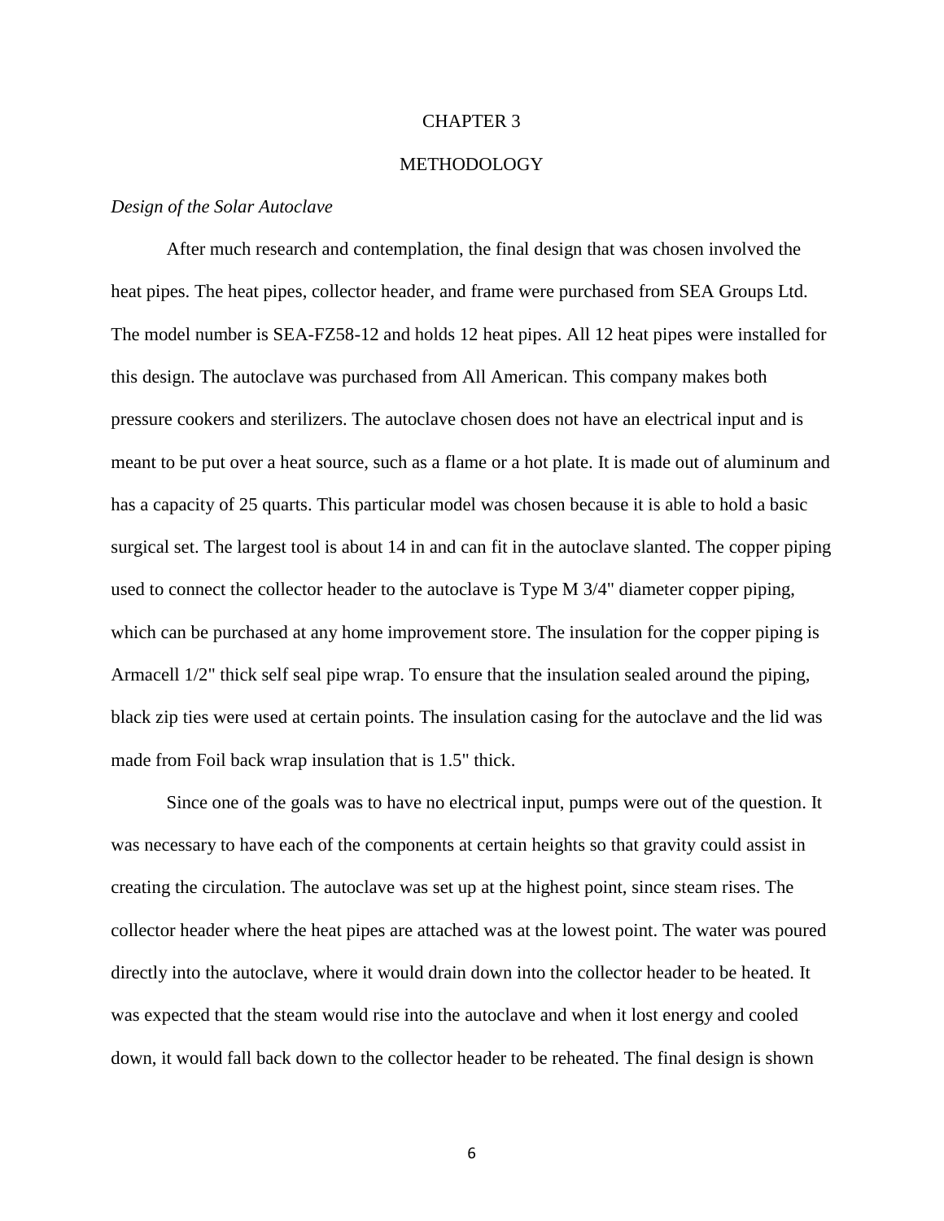# CHAPTER 3

# METHODOLOGY

*Design of the Solar Autoclave*

After much research and contemplation, the final design that was chosen involved the heat pipes. The heat pipes, collector header, and frame were purchased from SEA Groups Ltd. The model number is SEA-FZ58-12 and holds 12 heat pipes. All 12 heat pipes were installed for this design. The autoclave was purchased from All American. This company makes both pressure cookers and sterilizers. The autoclave chosen does not have an electrical input and is meant to be put over a heat source, such as a flame or a hot plate. It is made out of aluminum and has a capacity of 25 quarts. This particular model was chosen because it is able to hold a basic surgical set. The largest tool is about 14 in and can fit in the autoclave slanted. The copper piping used to connect the collector header to the autoclave is Type M 3/4" diameter copper piping, which can be purchased at any home improvement store. The insulation for the copper piping is Armacell 1/2" thick self seal pipe wrap. To ensure that the insulation sealed around the piping, black zip ties were used at certain points. The insulation casing for the autoclave and the lid was made from Foil back wrap insulation that is 1.5" thick.

Since one of the goals was to have no electrical input, pumps were out of the question. It was necessary to have each of the components at certain heights so that gravity could assist in creating the circulation. The autoclave was set up at the highest point, since steam rises. The collector header where the heat pipes are attached was at the lowest point. The water was poured directly into the autoclave, where it would drain down into the collector header to be heated. It was expected that the steam would rise into the autoclave and when it lost energy and cooled down, it would fall back down to the collector header to be reheated. The final design is shown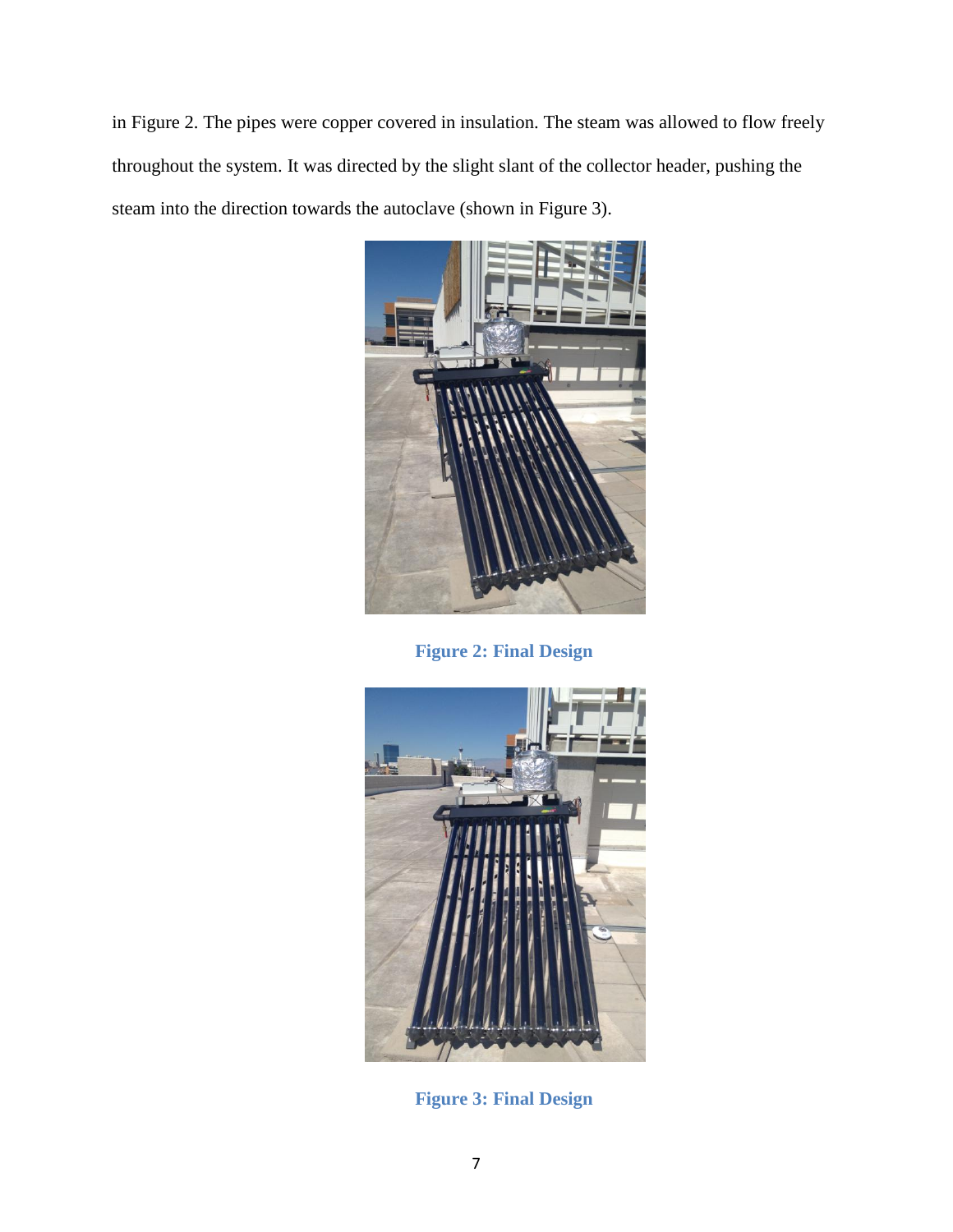in Figure 2. The pipes were copper covered in insulation. The steam was allowed to flow freely throughout the system. It was directed by the slight slant of the collector header, pushing the steam into the direction towards the autoclave (shown in Figure 3).

**Figure 2: Final Design**

**Figure 3: Final Design**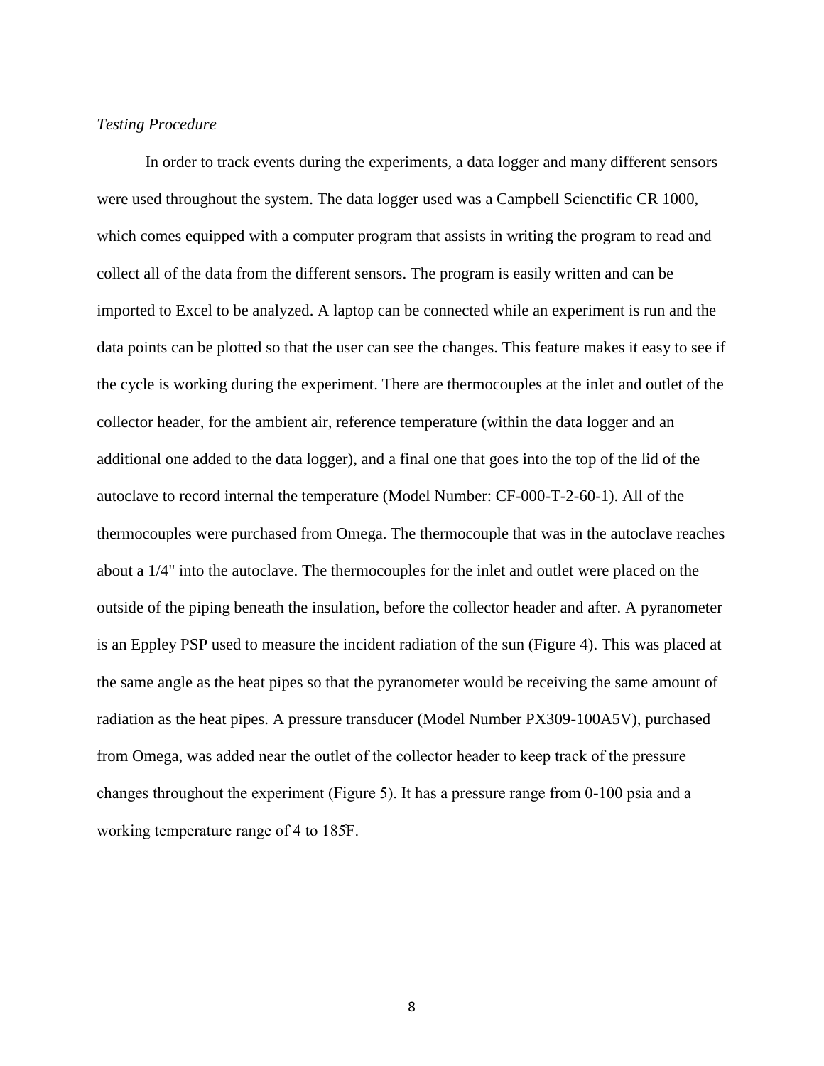*Testing Procedure*

In order to track events during the experiments, a data logger and many different sensors were used throughout the system. The data logger used was a Campbell Scienctific CR 1000, which comes equipped with a computer program that assists in writing the program to read and collect all of the data from the different sensors. The program is easily written and can be imported to Excel to be analyzed. A laptop can be connected while an experiment is run and the data points can be plotted so that the user can see the changes. This feature makes it easy to see if the cycle is working during the experiment. There are thermocouples at the inlet and outlet of the collector header, for the ambient air, reference temperature (within the data logger and an additional one added to the data logger), and a final one that goes into the top of the lid of the autoclave to record internal the temperature (Model Number: CF-000-T-2-60-1). All of the thermocouples were purchased from Omega. The thermocouple that was in the autoclave reaches about a 1/4" into the autoclave. The thermocouples for the inlet and outlet were placed on the outside of the piping beneath the insulation, before the collector header and after. A pyranometer is an Eppley PSP used to measure the incident radiation of the sun (Figure 4). This was placed at the same angle as the heat pipes so that the pyranometer would be receiving the same amount of radiation as the heat pipes. A pressure transducer (Model Number PX309-100A5V), purchased from Omega, was added near the outlet of the collector header to keep track of the pressure changes throughout the experiment (Figure 5). It has a pressure range from 0-100 psia and a working temperature range of 4 to 185̊F.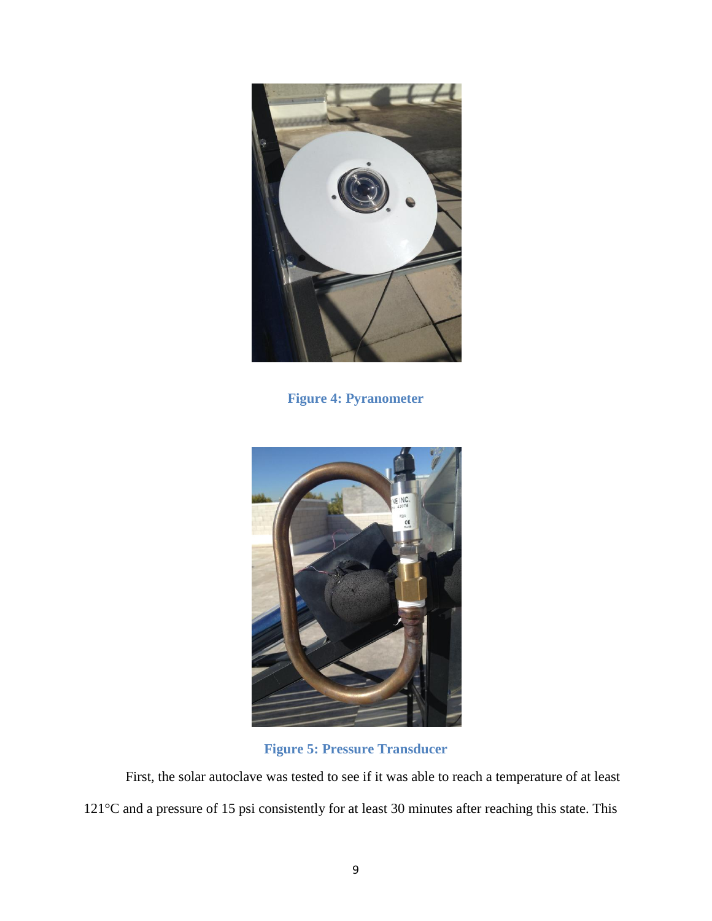Figure 4: Pyranometer

Figure 5: Pressure Transducer

First, the solar autoclave was tested to see if it was able to reach a temperature of at least 121°C and a pressure of 15 psi consistently for at least 30 minutes after reaching this state. This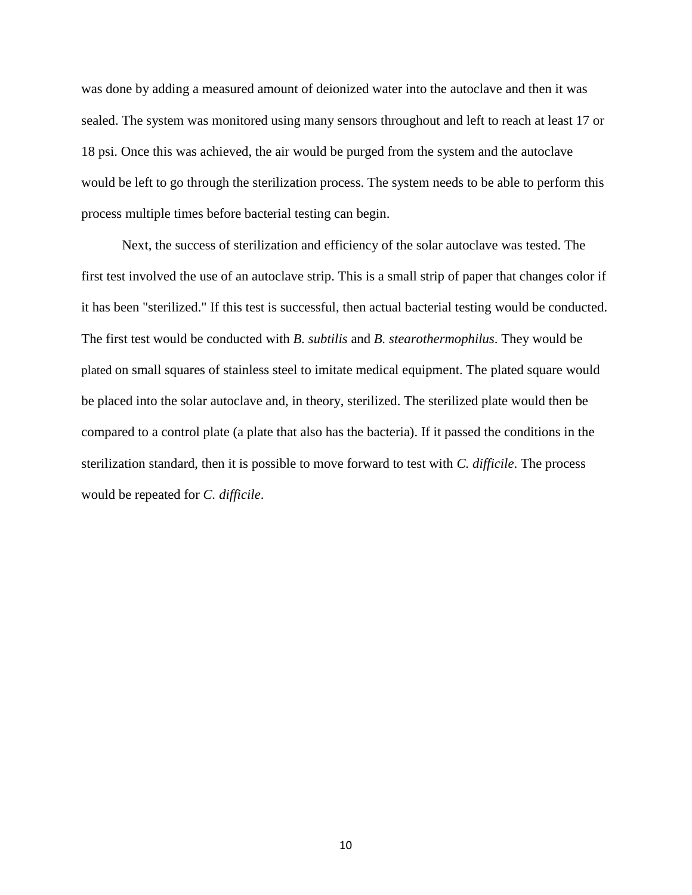was done by adding a measured amount of deionized water into the autoclave and then it was sealed. The system was monitored using many sensors throughout and left to reach at least 17 or 18 psi. Once this was achieved, the air would be purged from the system and the autoclave would be left to go through the sterilization process. The system needs to be able to perform this process multiple times before bacterial testing can begin.

Next, the success of sterilization and efficiency of the solar autoclave was tested. The first test involved the use of an autoclave strip. This is a small strip of paper that changes color if it has been "sterilized." If this test is successful, then actual bacterial testing would be conducted. The first test would be conducted with *B. subtilis* and *B. stearothermophilus*. They would be plated on small squares of stainless steel to imitate medical equipment. The plated square would be placed into the solar autoclave and, in theory, sterilized. The sterilized plate would then be compared to a control plate (a plate that also has the bacteria). If it passed the conditions in the sterilization standard, then it is possible to move forward to test with *C. difficile*. The process would be repeated for *C. difficile*.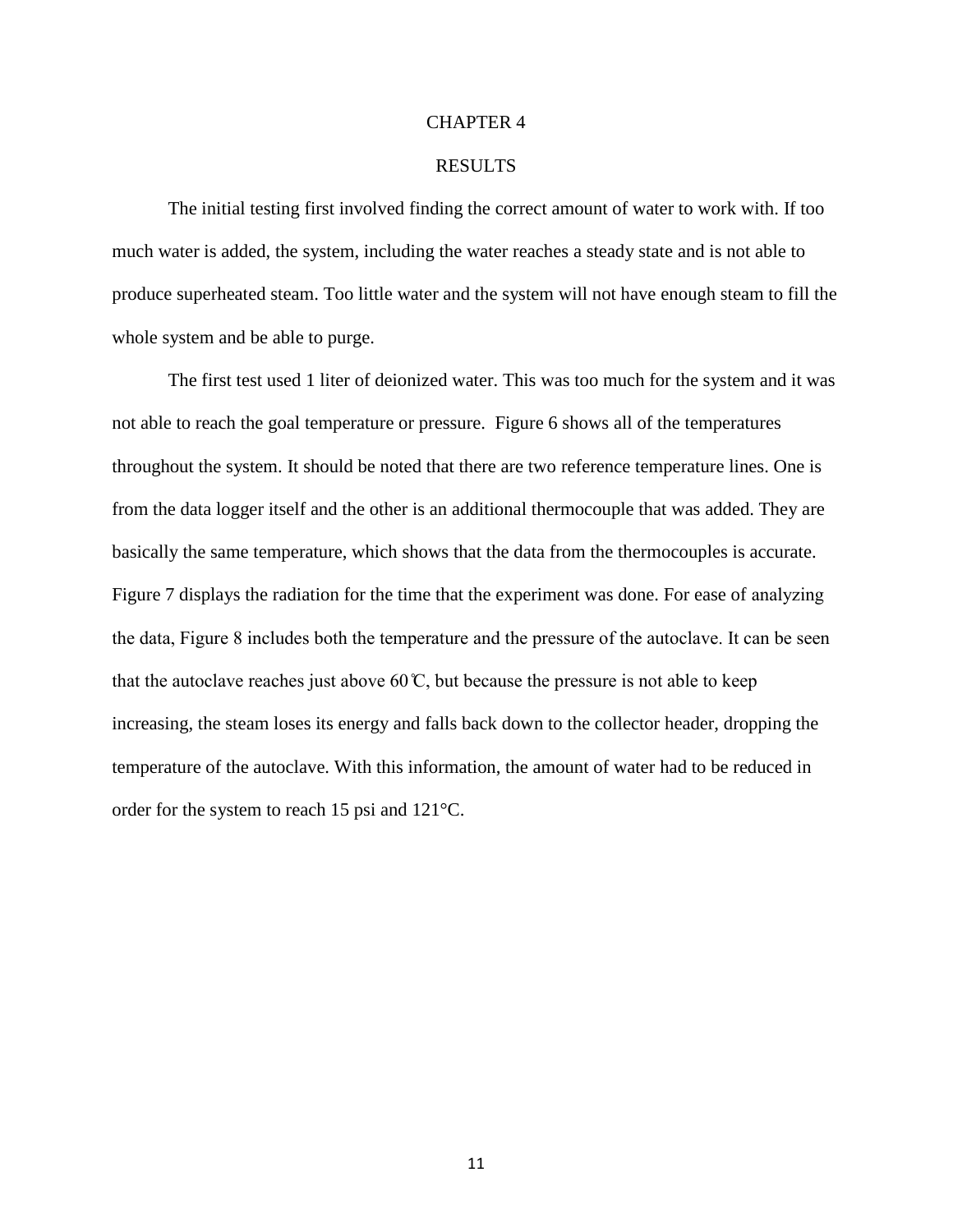# CHAPTER 4

## RESULTS

The initial testing first involved finding the correct amount of water to work with. If too much water is added, the system, including the water reaches a steady state and is not able to produce superheated steam. Too little water and the system will not have enough steam to fill the whole system and be able to purge.

The first test used 1 liter of deionized water. This was too much for the system and it was not able to reach the goal temperature or pressure. Figure 6 shows all of the temperatures throughout the system. It should be noted that there are two reference temperature lines. One is from the data logger itself and the other is an additional thermocouple that was added. They are basically the same temperature, which shows that the data from the thermocouples is accurate. Figure 7 displays the radiation for the time that the experiment was done. For ease of analyzing the data, Figure 8 includes both the temperature and the pressure of the autoclave. It can be seen that the autoclave reaches just above 60℃, but because the pressure is not able to keep increasing, the steam loses its energy and falls back down to the collector header, dropping the temperature of the autoclave. With this information, the amount of water had to be reduced in order for the system to reach 15 psi and 121°C.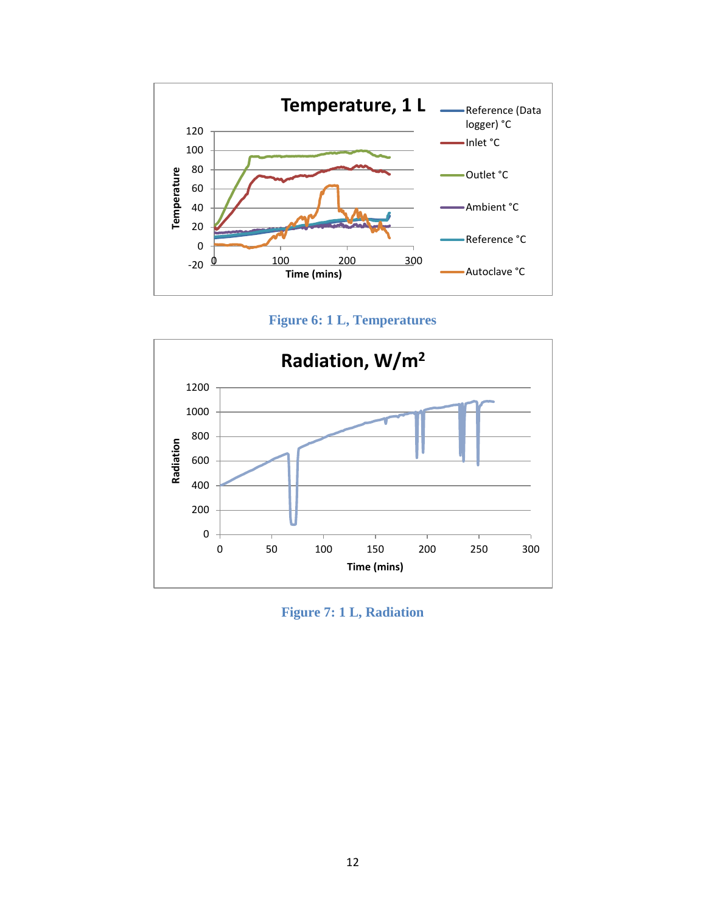Figure 6: 1 L, Temperatures

Figure 7: 1 L, Radiation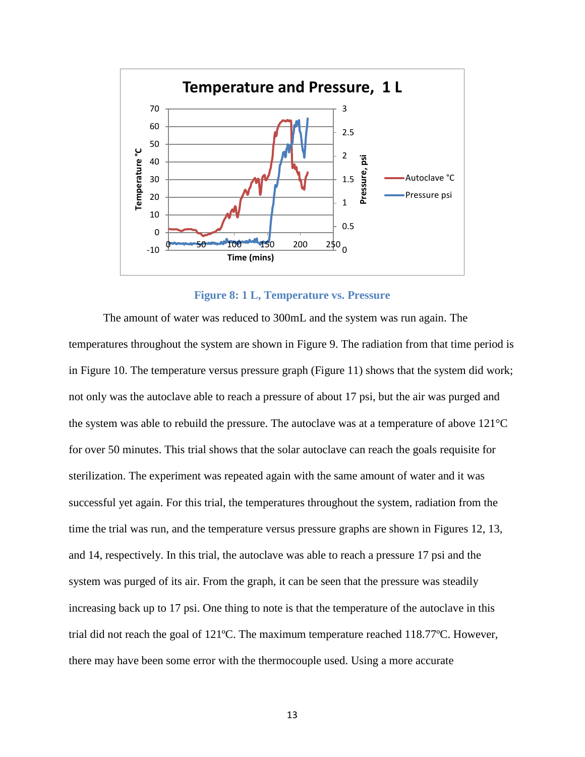Figure 8: 1 L, Temperature vs. Pressure

The amount of water was reduced to 300mL and the system was run again. The temperatures throughout the system are shown in Figure 9. The radiation from that time period is in Figure 10. The temperature versus pressure graph (Figure 11) shows that the system did work; not only was the autoclave able to reach a pressure of about 17 psi, but the air was purged and the system was able to rebuild the pressure. The autoclave was at a temperature of above 121°C for over 50 minutes. This trial shows that the solar autoclave can reach the goals requisite for sterilization. The experiment was repeated again with the same amount of water and it was successful yet again. For this trial, the temperatures throughout the system, radiation from the time the trial was run, and the temperature versus pressure graphs are shown in Figures 12, 13, and 14, respectively. In this trial, the autoclave was able to reach a pressure 17 psi and the system was purged of its air. From the graph, it can be seen that the pressure was steadily increasing back up to 17 psi. One thing to note is that the temperature of the autoclave in this trial did not reach the goal of 121ºC. The maximum temperature reached 118.77ºC. However, there may have been some error with the thermocouple used. Using a more accurate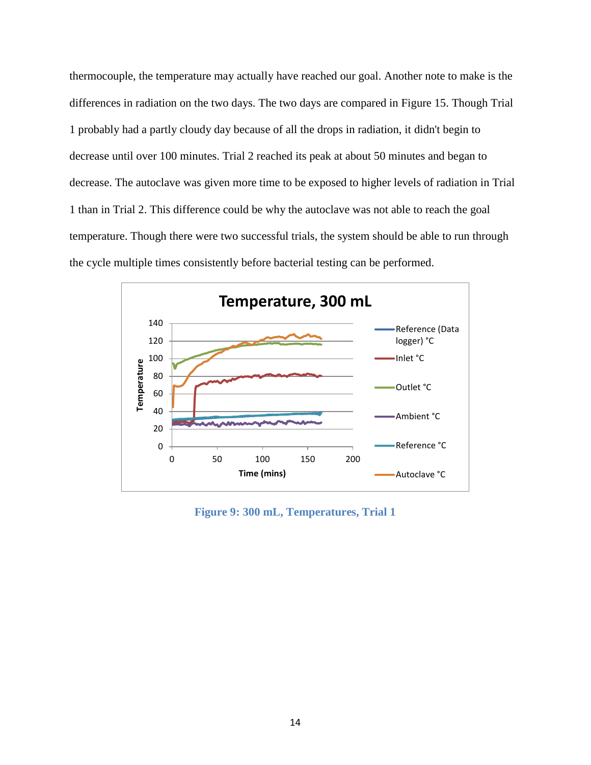thermocouple, the temperature may actually have reached our goal. Another note to make is the differences in radiation on the two days. The two days are compared in Figure 15. Though Trial 1 probably had a partly cloudy day because of all the drops in radiation, it didn't begin to decrease until over 100 minutes. Trial 2 reached its peak at about 50 minutes and began to decrease. The autoclave was given more time to be exposed to higher levels of radiation in Trial 1 than in Trial 2. This difference could be why the autoclave was not able to reach the goal temperature. Though there were two successful trials, the system should be able to run through the cycle multiple times consistently before bacterial testing can be performed.

Figure 9: 300 mL, Temperatures, Trial 1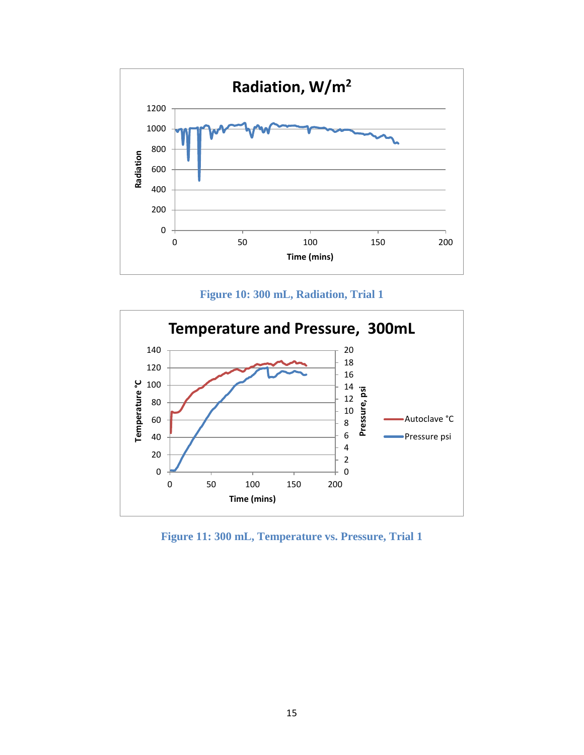Figure 10: 300 mL, Radiation, Trial 1

Figure 11: 300 mL, Temperature vs. Pressure, Trial 1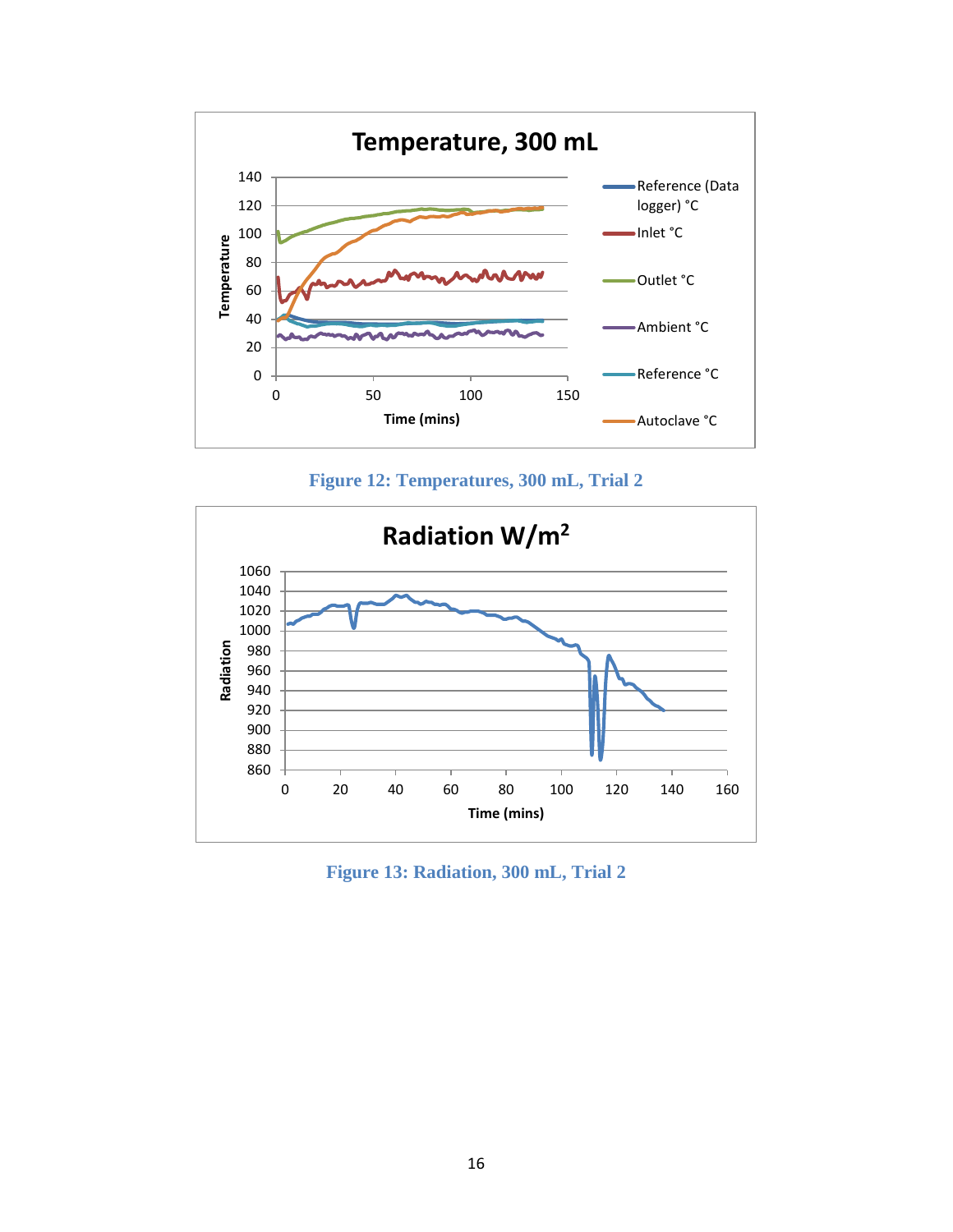Figure 12: Temperatures, 300 mL, Trial 2

Figure 13: Radiation, 300 mL, Trial 2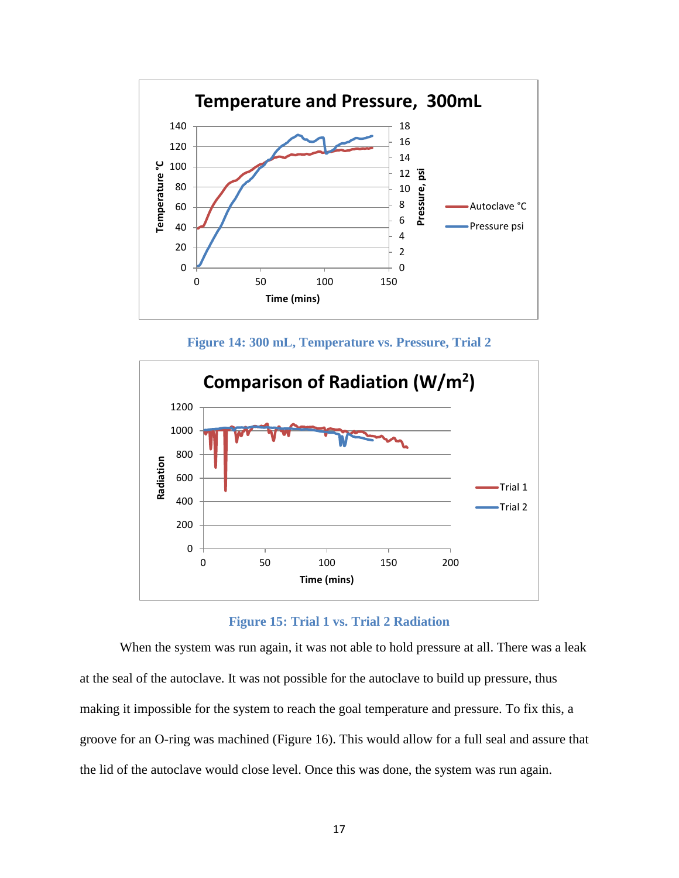Figure 14: 300 mL, Temperature vs. Pressure, Trial 2

Figure 15: Trial 1 vs. Trial 2 Radiation

When the system was run again, it was not able to hold pressure at all. There was a leak at the seal of the autoclave. It was not possible for the autoclave to build up pressure, thus making it impossible for the system to reach the goal temperature and pressure. To fix this, a groove for an O-ring was machined (Figure 16). This would allow for a full seal and assure that the lid of the autoclave would close level. Once this was done, the system was run again.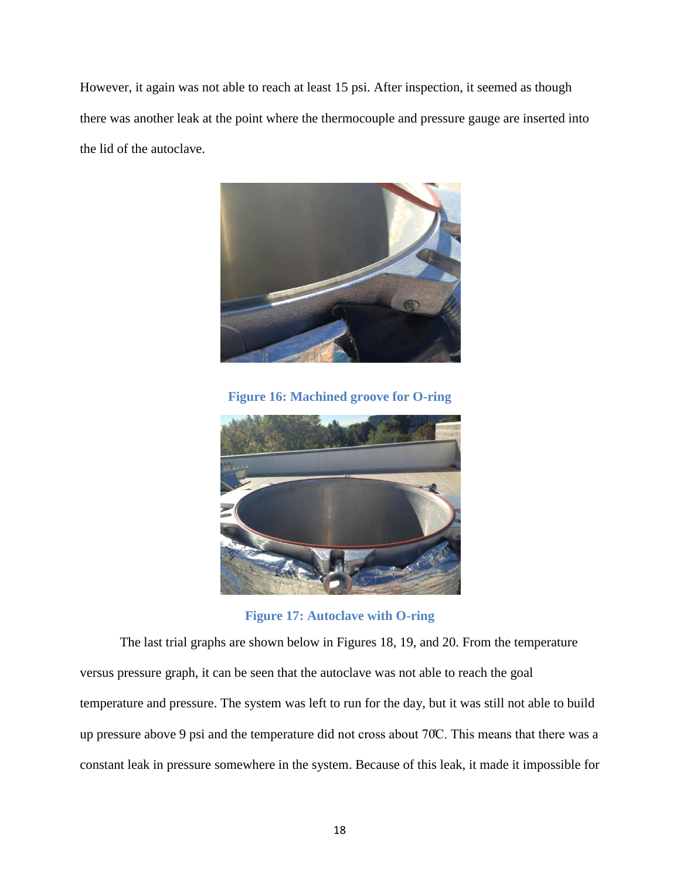However, it again was not able to reach at least 15 psi. After inspection, it seemed as though there was another leak at the point where the thermocouple and pressure gauge are inserted into the lid of the autoclave.

**Figure 16: Machined groove for O-ring**

**Figure 17: Autoclave with O-ring**

The last trial graphs are shown below in Figures 18, 19, and 20. From the temperature versus pressure graph, it can be seen that the autoclave was not able to reach the goal temperature and pressure. The system was left to run for the day, but it was still not able to build up pressure above 9 psi and the temperature did not cross about 70℃. This means that there was a constant leak in pressure somewhere in the system. Because of this leak, it made it impossible for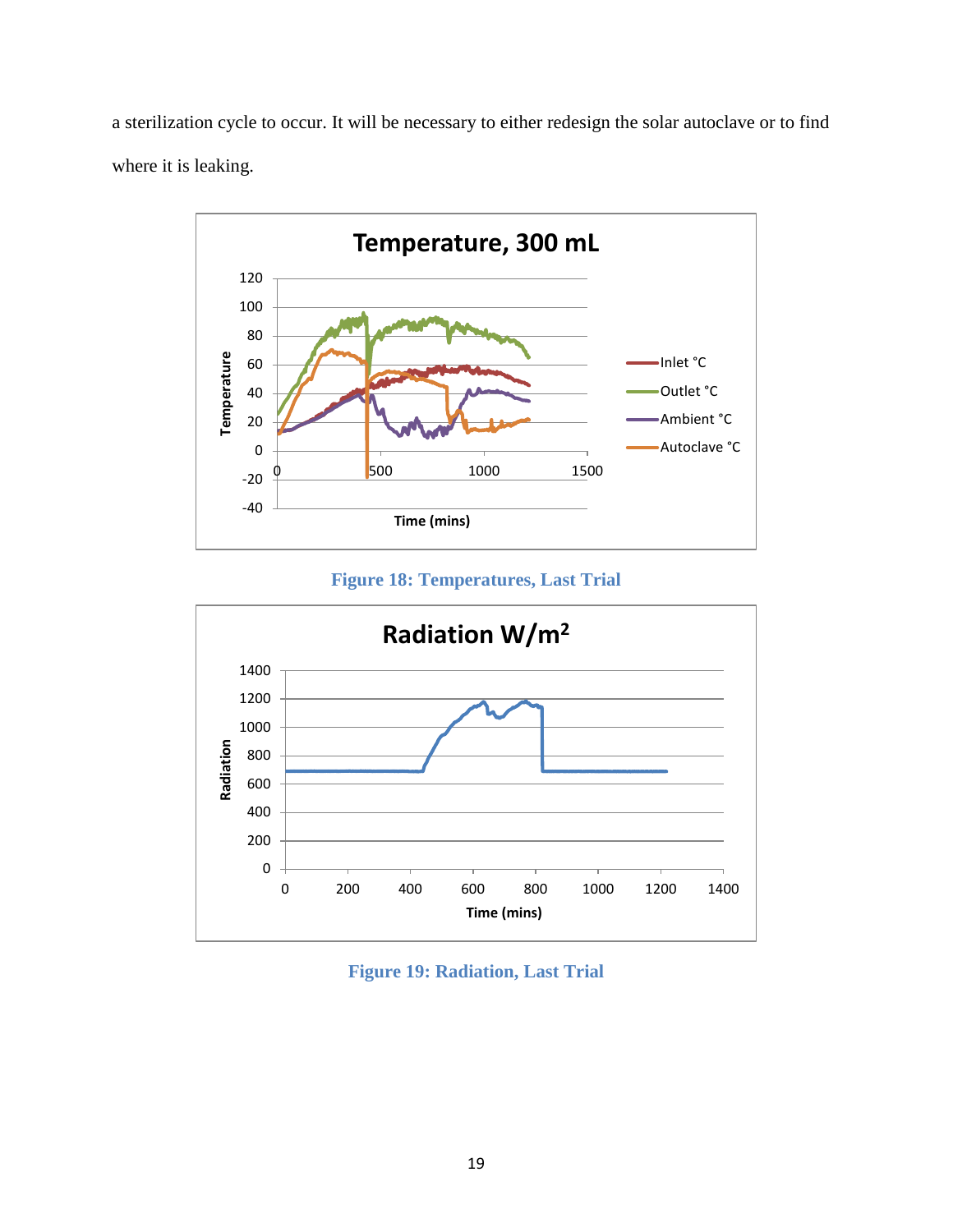a sterilization cycle to occur. It will be necessary to either redesign the solar autoclave or to find where it is leaking.

**Figure 18: Temperatures, Last Trial**

**Figure 19: Radiation, Last Trial**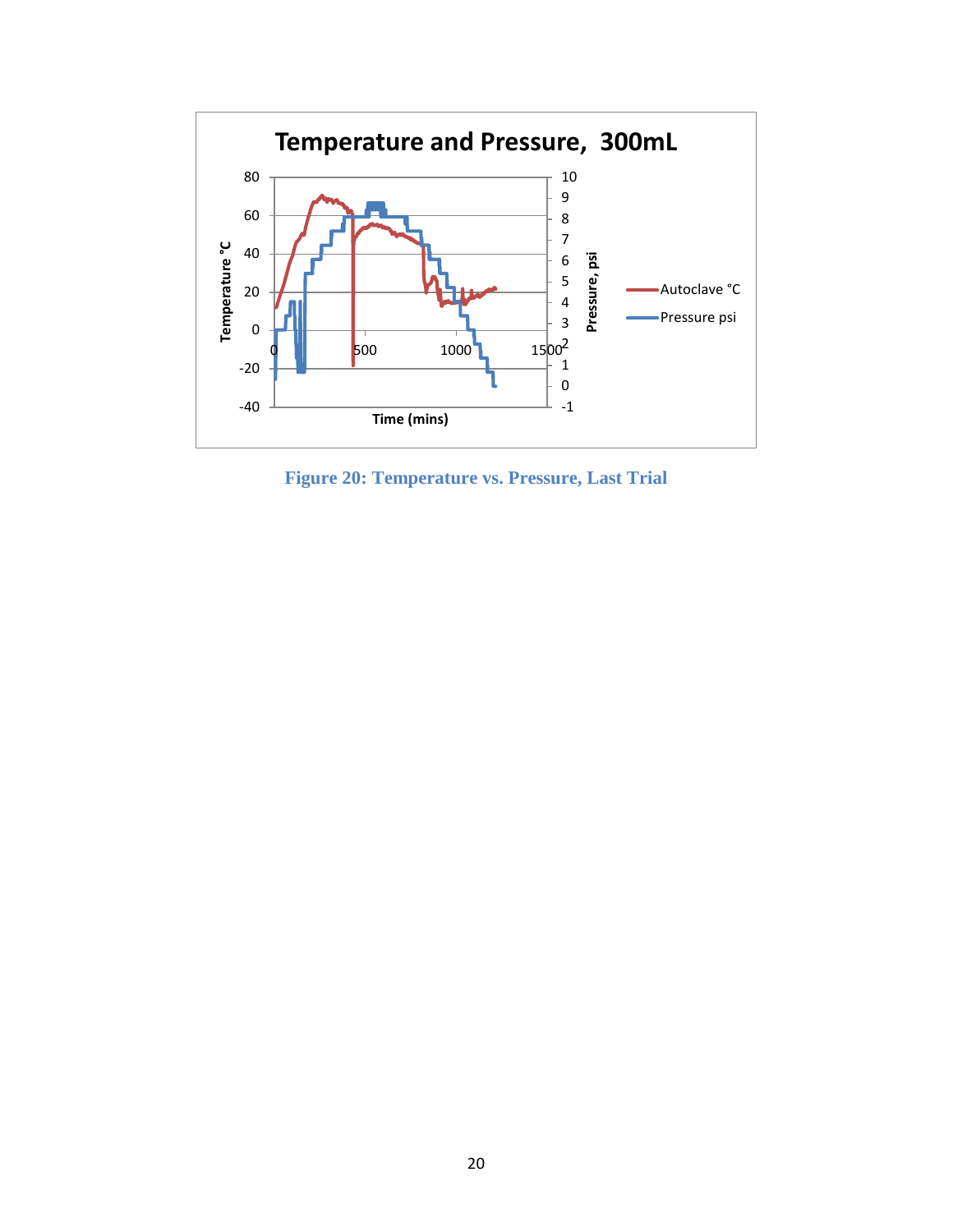Figure 20: Temperature vs. Pressure, Last Trial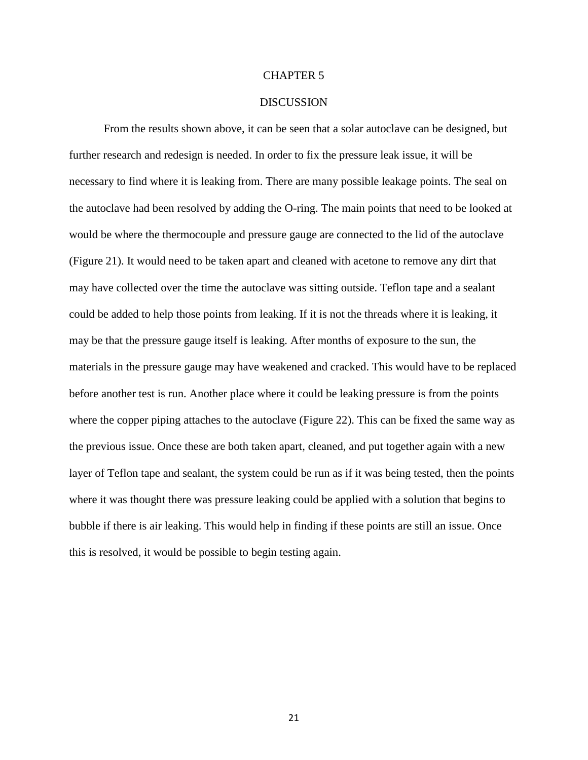# CHAPTER 5

# DISCUSSION

From the results shown above, it can be seen that a solar autoclave can be designed, but further research and redesign is needed. In order to fix the pressure leak issue, it will be necessary to find where it is leaking from. There are many possible leakage points. The seal on the autoclave had been resolved by adding the O-ring. The main points that need to be looked at would be where the thermocouple and pressure gauge are connected to the lid of the autoclave (Figure 21). It would need to be taken apart and cleaned with acetone to remove any dirt that may have collected over the time the autoclave was sitting outside. Teflon tape and a sealant could be added to help those points from leaking. If it is not the threads where it is leaking, it may be that the pressure gauge itself is leaking. After months of exposure to the sun, the materials in the pressure gauge may have weakened and cracked. This would have to be replaced before another test is run. Another place where it could be leaking pressure is from the points where the copper piping attaches to the autoclave (Figure 22). This can be fixed the same way as the previous issue. Once these are both taken apart, cleaned, and put together again with a new layer of Teflon tape and sealant, the system could be run as if it was being tested, then the points where it was thought there was pressure leaking could be applied with a solution that begins to bubble if there is air leaking. This would help in finding if these points are still an issue. Once this is resolved, it would be possible to begin testing again.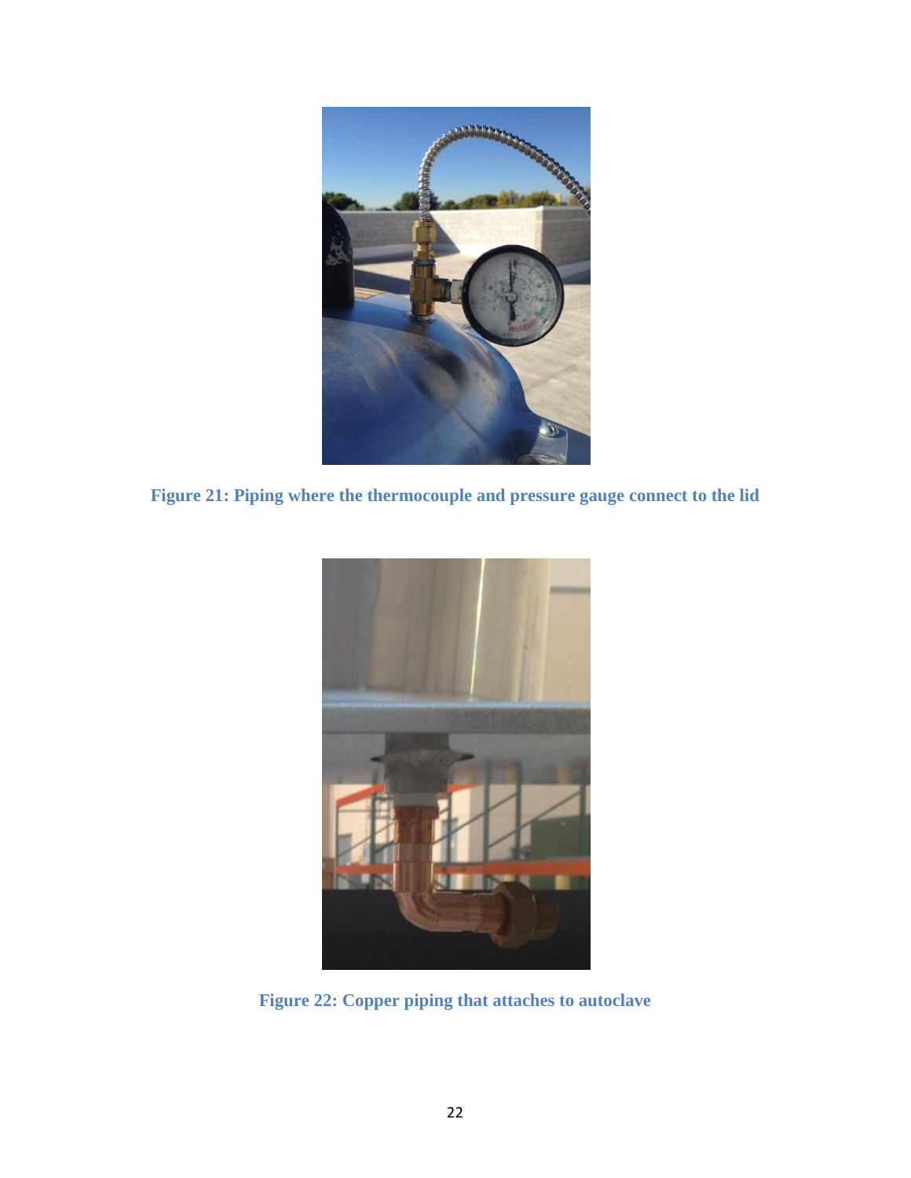Figure 21: Piping where the thermocouple and pressure gauge connect to the lid

Figure 22: Copper piping that attaches to autoclave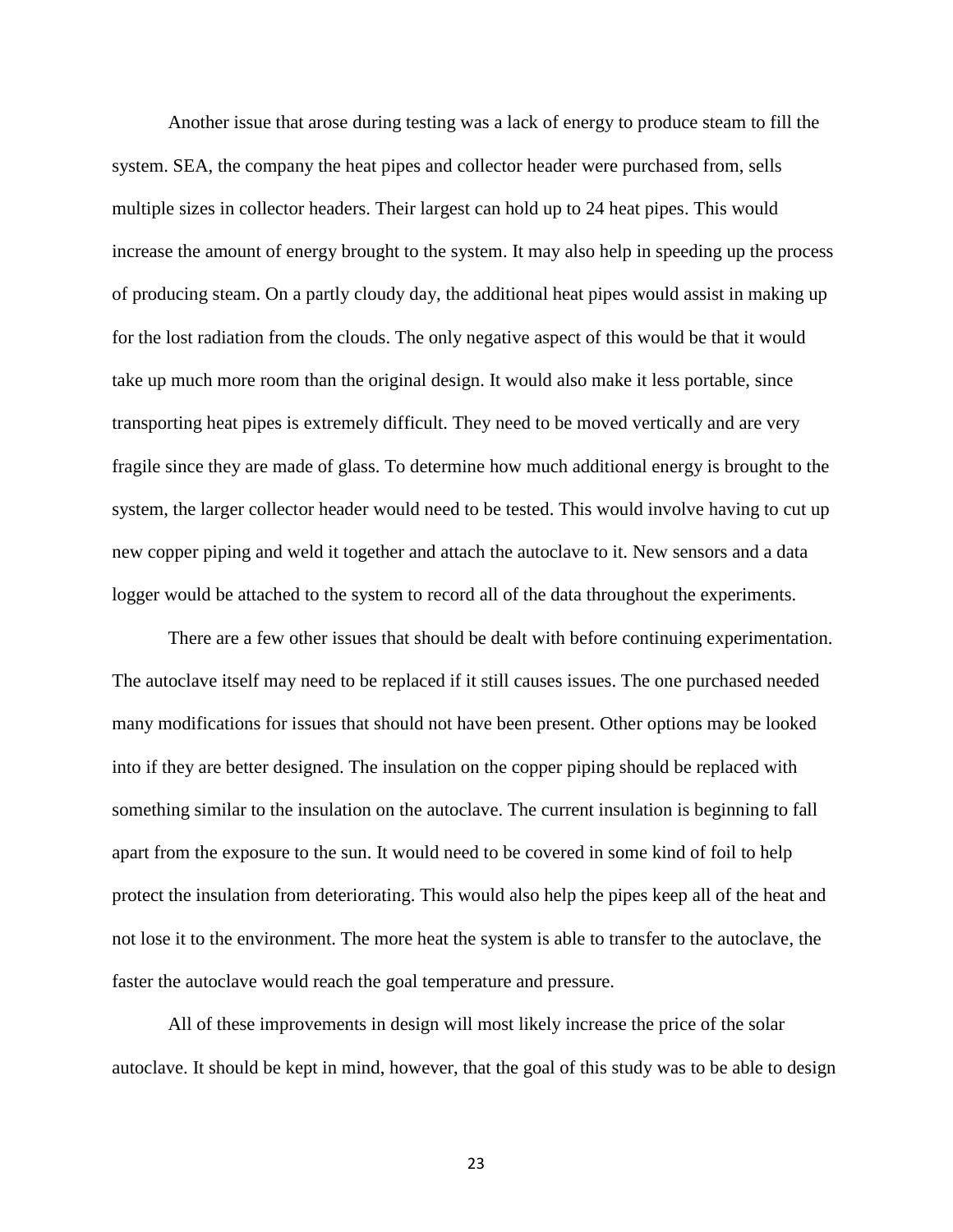Another issue that arose during testing was a lack of energy to produce steam to fill the system. SEA, the company the heat pipes and collector header were purchased from, sells multiple sizes in collector headers. Their largest can hold up to 24 heat pipes. This would increase the amount of energy brought to the system. It may also help in speeding up the process of producing steam. On a partly cloudy day, the additional heat pipes would assist in making up for the lost radiation from the clouds. The only negative aspect of this would be that it would take up much more room than the original design. It would also make it less portable, since transporting heat pipes is extremely difficult. They need to be moved vertically and are very fragile since they are made of glass. To determine how much additional energy is brought to the system, the larger collector header would need to be tested. This would involve having to cut up new copper piping and weld it together and attach the autoclave to it. New sensors and a data logger would be attached to the system to record all of the data throughout the experiments.

There are a few other issues that should be dealt with before continuing experimentation. The autoclave itself may need to be replaced if it still causes issues. The one purchased needed many modifications for issues that should not have been present. Other options may be looked into if they are better designed. The insulation on the copper piping should be replaced with something similar to the insulation on the autoclave. The current insulation is beginning to fall apart from the exposure to the sun. It would need to be covered in some kind of foil to help protect the insulation from deteriorating. This would also help the pipes keep all of the heat and not lose it to the environment. The more heat the system is able to transfer to the autoclave, the faster the autoclave would reach the goal temperature and pressure.

All of these improvements in design will most likely increase the price of the solar autoclave. It should be kept in mind, however, that the goal of this study was to be able to design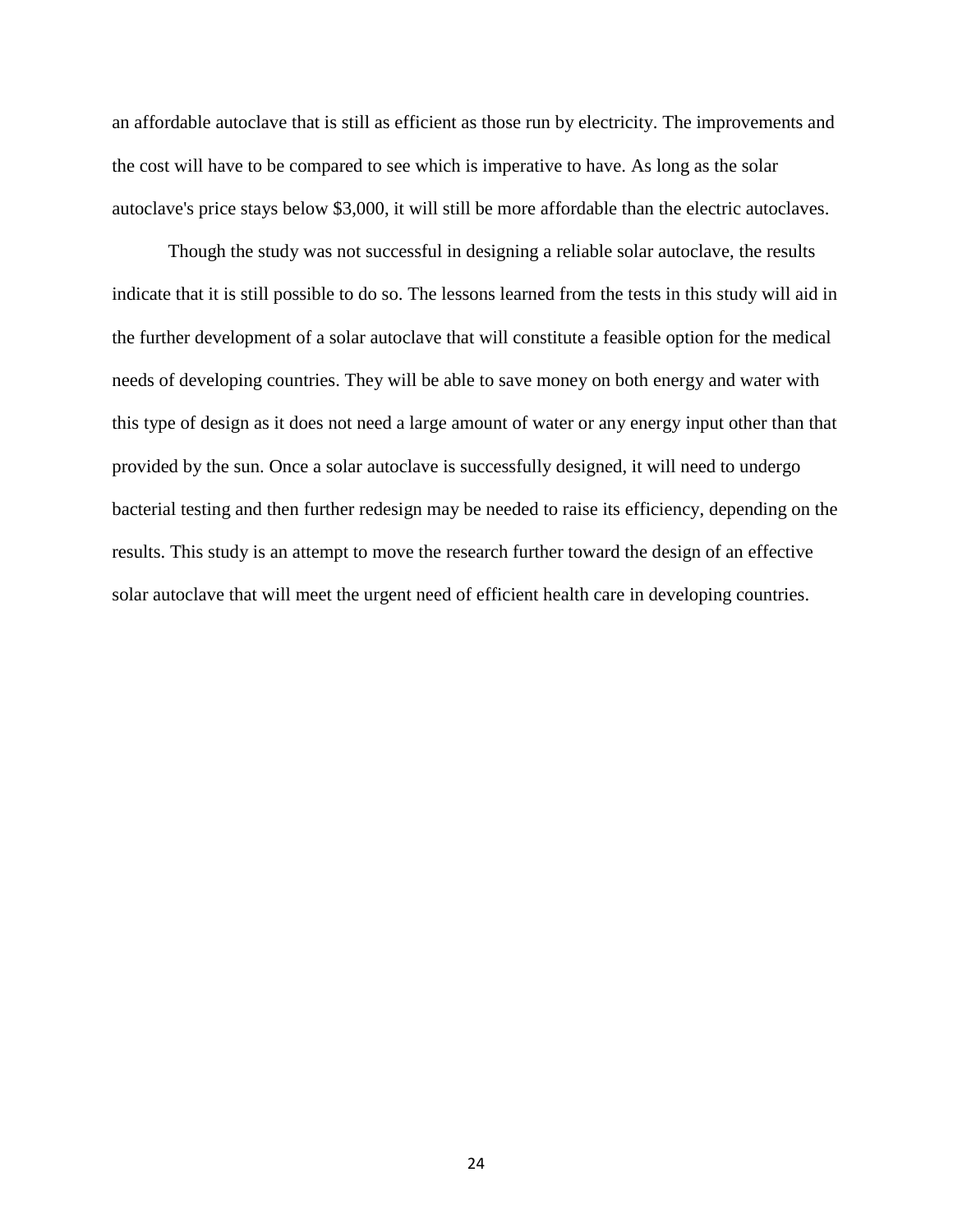an affordable autoclave that is still as efficient as those run by electricity. The improvements and the cost will have to be compared to see which is imperative to have. As long as the solar autoclave's price stays below $3,000, it will still be more affordable than the electric autoclaves.

Though the study was not successful in designing a reliable solar autoclave, the results indicate that it is still possible to do so. The lessons learned from the tests in this study will aid in the further development of a solar autoclave that will constitute a feasible option for the medical needs of developing countries. They will be able to save money on both energy and water with this type of design as it does not need a large amount of water or any energy input other than that provided by the sun. Once a solar autoclave is successfully designed, it will need to undergo bacterial testing and then further redesign may be needed to raise its efficiency, depending on the results. This study is an attempt to move the research further toward the design of an effective solar autoclave that will meet the urgent need of efficient health care in developing countries.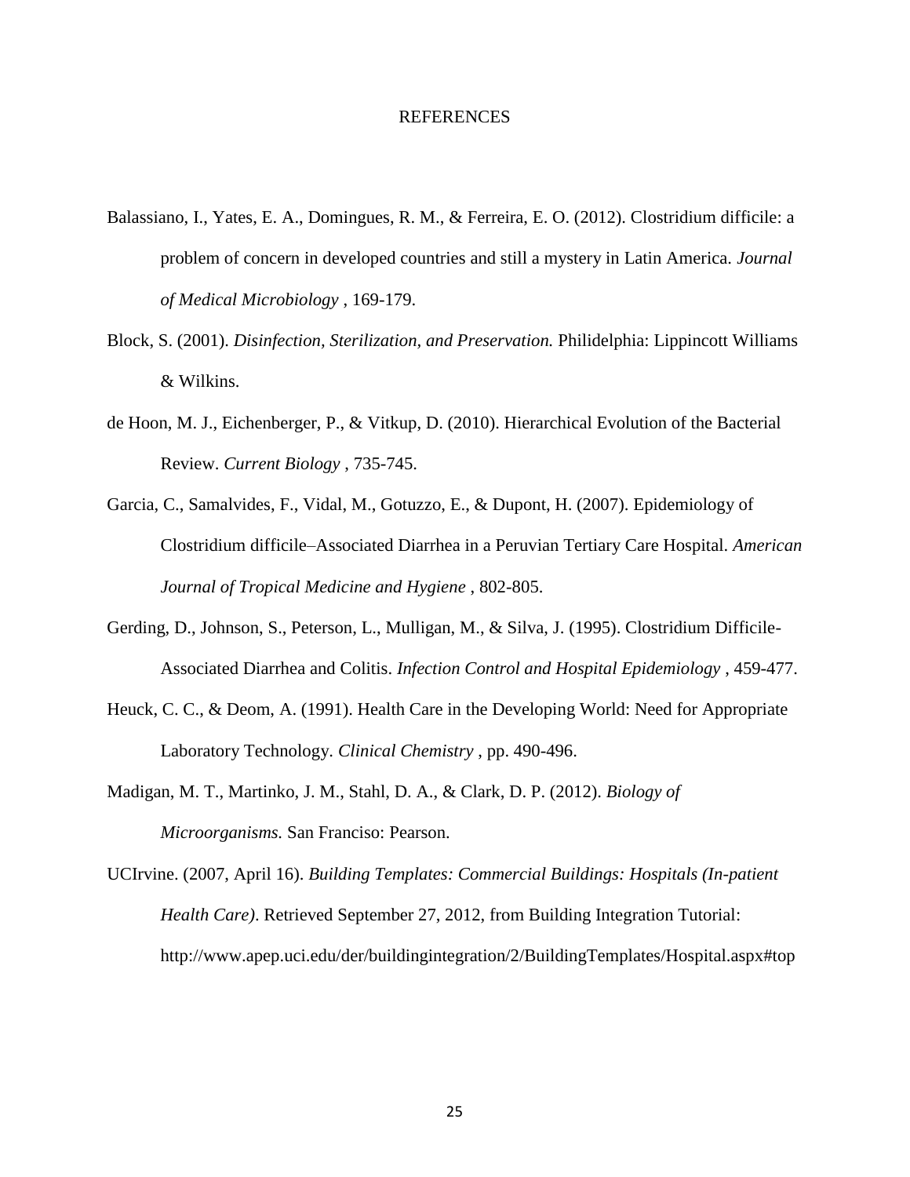# REFERENCES

Balassiano, I., Yates, E. A., Domingues, R. M., & Ferreira, E. O. (2012). Clostridium difficile: a problem of concern in developed countries and still a mystery in Latin America. *Journal of Medical Microbiology* , 169-179.

Block, S. (2001). *Disinfection, Sterilization, and Preservation.* Philidelphia: Lippincott Williams & Wilkins.

de Hoon, M. J., Eichenberger, P., & Vitkup, D. (2010). Hierarchical Evolution of the Bacterial Review. *Current Biology* , 735-745.

Garcia, C., Samalvides, F., Vidal, M., Gotuzzo, E., & Dupont, H. (2007). Epidemiology of Clostridium difficile–Associated Diarrhea in a Peruvian Tertiary Care Hospital. *American Journal of Tropical Medicine and Hygiene* , 802-805.

Gerding, D., Johnson, S., Peterson, L., Mulligan, M., & Silva, J. (1995). Clostridium Difficile-Associated Diarrhea and Colitis. *Infection Control and Hospital Epidemiology* , 459-477.

Heuck, C. C., & Deom, A. (1991). Health Care in the Developing World: Need for Appropriate Laboratory Technology. *Clinical Chemistry* , pp. 490-496.

Madigan, M. T., Martinko, J. M., Stahl, D. A., & Clark, D. P. (2012). *Biology of Microorganisms.* San Franciso: Pearson.

UCIrvine. (2007, April 16). *Building Templates: Commercial Buildings: Hospitals (In-patient Health Care)*. Retrieved September 27, 2012, from Building Integration Tutorial: http://www.apep.uci.edu/der/buildingintegration/2/BuildingTemplates/Hospital.aspx#top